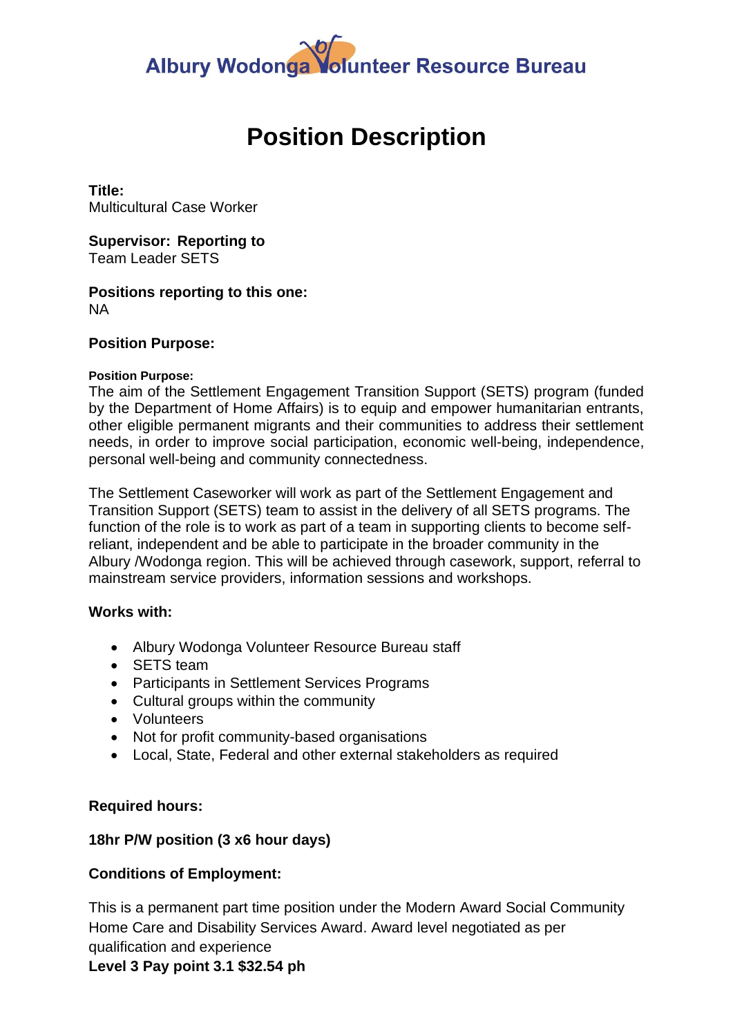Albury Wodonga Volunteer Resource Bureau

# Position Description

**Title:**
Multicultural Case Worker

**Supervisor: Reporting to**
Team Leader SETS

**Positions reporting to this one:**
NA

**Position Purpose:**

**Position Purpose:**
The aim of the Settlement Engagement Transition Support (SETS) program (funded by the Department of Home Affairs) is to equip and empower humanitarian entrants, other eligible permanent migrants and their communities to address their settlement needs, in order to improve social participation, economic well-being, independence, personal well-being and community connectedness.

The Settlement Caseworker will work as part of the Settlement Engagement and Transition Support (SETS) team to assist in the delivery of all SETS programs. The function of the role is to work as part of a team in supporting clients to become self-reliant, independent and be able to participate in the broader community in the Albury /Wodonga region. This will be achieved through casework, support, referral to mainstream service providers, information sessions and workshops.

**Works with:**

- Albury Wodonga Volunteer Resource Bureau staff
- SETS team
- Participants in Settlement Services Programs
- Cultural groups within the community
- Volunteers
- Not for profit community-based organisations
- Local, State, Federal and other external stakeholders as required

**Required hours:**

**18hr P/W position (3 x6 hour days)**

**Conditions of Employment:**

This is a permanent part time position under the Modern Award Social Community Home Care and Disability Services Award. Award level negotiated as per qualification and experience
**Level 3 Pay point 3.1 $32.54 ph**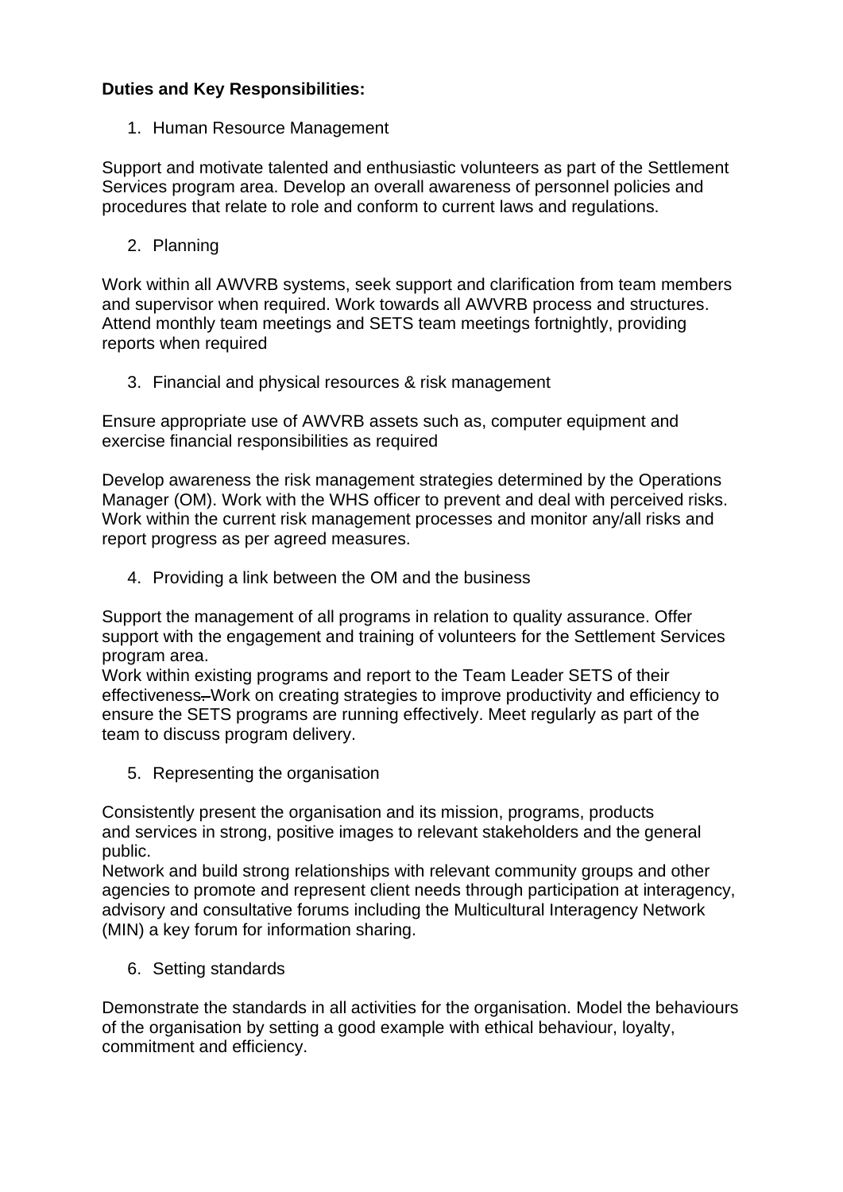**Duties and Key Responsibilities:**

1. Human Resource Management

Support and motivate talented and enthusiastic volunteers as part of the Settlement Services program area. Develop an overall awareness of personnel policies and procedures that relate to role and conform to current laws and regulations.

2. Planning

Work within all AWVRB systems, seek support and clarification from team members and supervisor when required. Work towards all AWVRB process and structures. Attend monthly team meetings and SETS team meetings fortnightly, providing reports when required

3. Financial and physical resources & risk management

Ensure appropriate use of AWVRB assets such as, computer equipment and exercise financial responsibilities as required

Develop awareness the risk management strategies determined by the Operations Manager (OM). Work with the WHS officer to prevent and deal with perceived risks. Work within the current risk management processes and monitor any/all risks and report progress as per agreed measures.

4. Providing a link between the OM and the business

Support the management of all programs in relation to quality assurance. Offer support with the engagement and training of volunteers for the Settlement Services program area.
Work within existing programs and report to the Team Leader SETS of their effectiveness. Work on creating strategies to improve productivity and efficiency to ensure the SETS programs are running effectively. Meet regularly as part of the team to discuss program delivery.

5. Representing the organisation

Consistently present the organisation and its mission, programs, products and services in strong, positive images to relevant stakeholders and the general public.
Network and build strong relationships with relevant community groups and other agencies to promote and represent client needs through participation at interagency, advisory and consultative forums including the Multicultural Interagency Network (MIN) a key forum for information sharing.

6. Setting standards

Demonstrate the standards in all activities for the organisation. Model the behaviours of the organisation by setting a good example with ethical behaviour, loyalty, commitment and efficiency.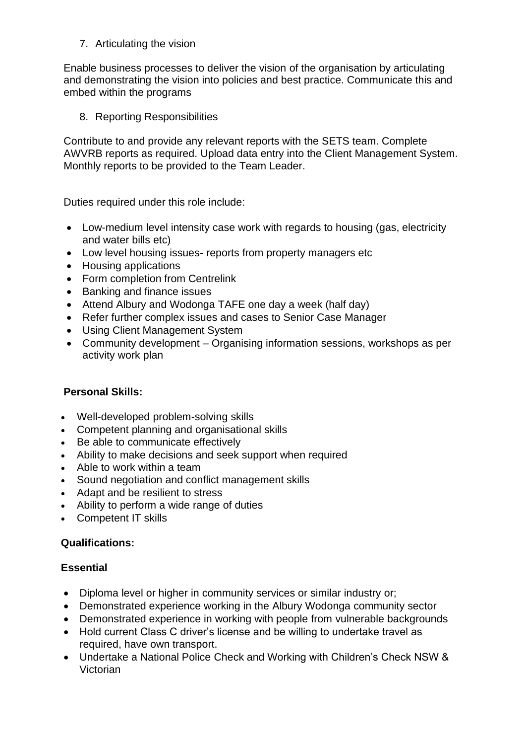7. Articulating the vision

Enable business processes to deliver the vision of the organisation by articulating and demonstrating the vision into policies and best practice. Communicate this and embed within the programs

8. Reporting Responsibilities

Contribute to and provide any relevant reports with the SETS team. Complete AWVRB reports as required. Upload data entry into the Client Management System. Monthly reports to be provided to the Team Leader.

Duties required under this role include:

- Low-medium level intensity case work with regards to housing (gas, electricity and water bills etc)
- Low level housing issues- reports from property managers etc
- Housing applications
- Form completion from Centrelink
- Banking and finance issues
- Attend Albury and Wodonga TAFE one day a week (half day)
- Refer further complex issues and cases to Senior Case Manager
- Using Client Management System
- Community development – Organising information sessions, workshops as per activity work plan

**Personal Skills:**

- Well-developed problem-solving skills
- Competent planning and organisational skills
- Be able to communicate effectively
- Ability to make decisions and seek support when required
- Able to work within a team
- Sound negotiation and conflict management skills
- Adapt and be resilient to stress
- Ability to perform a wide range of duties
- Competent IT skills

**Qualifications:**

**Essential**

- Diploma level or higher in community services or similar industry or;
- Demonstrated experience working in the Albury Wodonga community sector
- Demonstrated experience in working with people from vulnerable backgrounds
- Hold current Class C driver's license and be willing to undertake travel as required, have own transport.
- Undertake a National Police Check and Working with Children's Check NSW & Victorian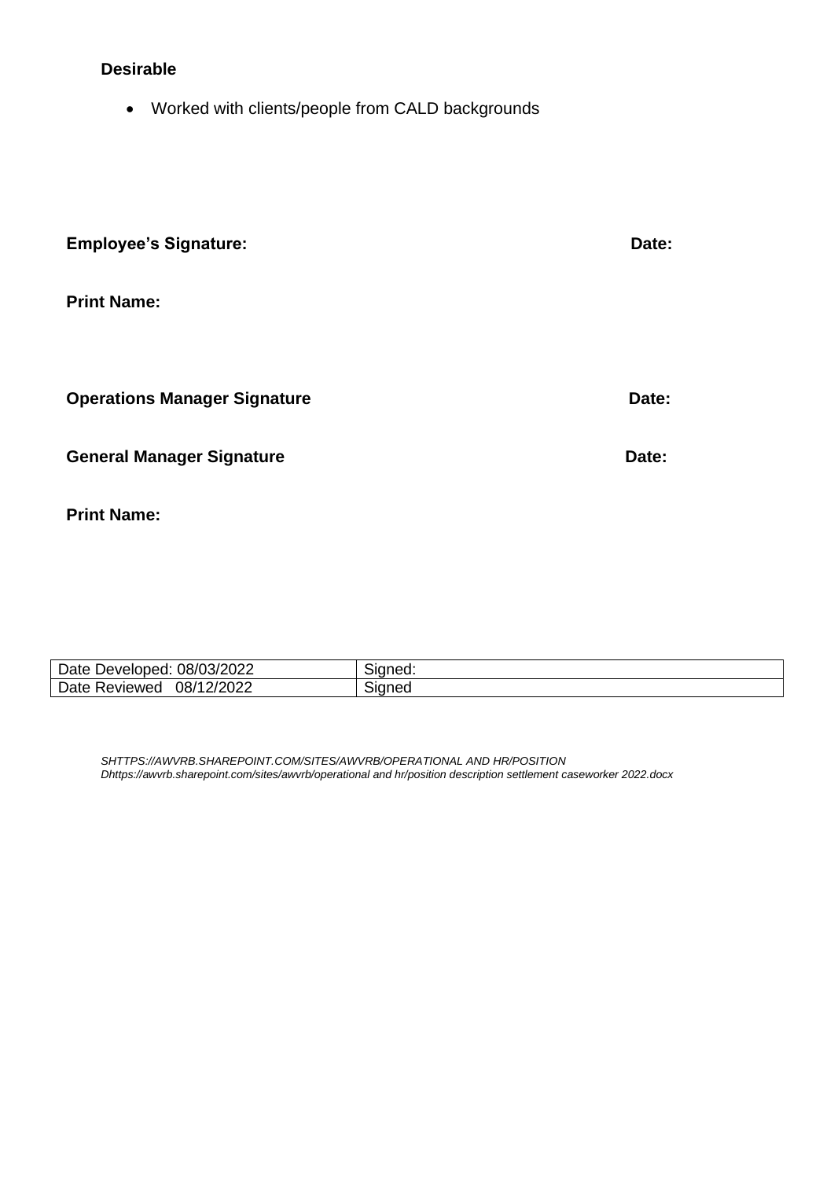**Desirable**

- Worked with clients/people from CALD backgrounds

**Employee's Signature:** **Date:**

**Print Name:**

**Operations Manager Signature** **Date:**

**General Manager Signature** **Date:**

**Print Name:**

| | |
|---|---|
| Date Developed: 08/03/2022 | Signed: |
| Date Reviewed 08/12/2022 | Signed |

*SHTTPS://AWVRB.SHAREPOINT.COM/SITES/AWVRB/OPERATIONAL AND HR/POSITION Dhttps://awvrb.sharepoint.com/sites/awvrb/operational and hr/position description settlement caseworker 2022.docx*